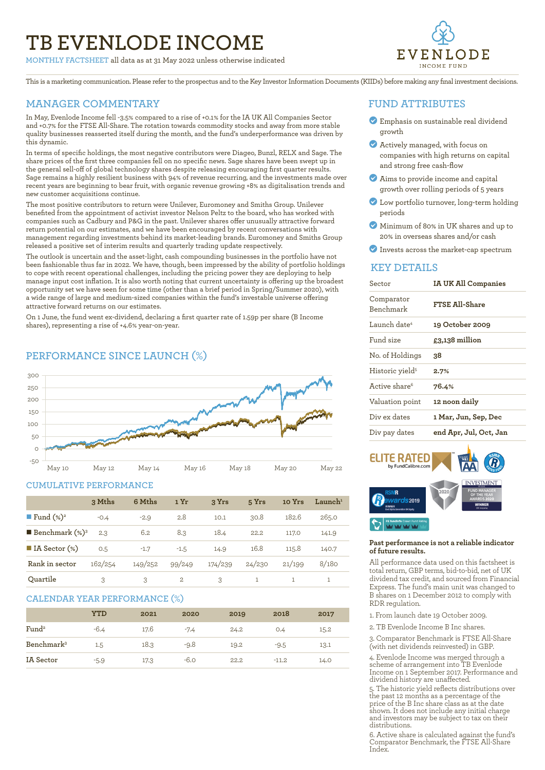# TB EVENLODE INCOME

MONTHLY FACTSHEET all data as at 31 May 2022 unless otherwise indicated

EVENLODE INCOME FUND

This is a marketing communication. Please refer to the prospectus and to the Key Investor Information Documents (KIIDs) before making any final investment decisions.

## MANAGER COMMENTARY

In May, Evenlode Income fell -3.5% compared to a rise of +0.1% for the IA UK All Companies Sector and +0.7% for the FTSE All-Share. The rotation towards commodity stocks and away from more stable quality businesses reasserted itself during the month, and the fund's underperformance was driven by this dynamic.

In terms of specific holdings, the most negative contributors were Diageo, Bunzl, RELX and Sage. The share prices of the first three companies fell on no specific news. Sage shares have been swept up in the general sell-off of global technology shares despite releasing encouraging first quarter results. Sage remains a highly resilient business with 94% of revenue recurring, and the investments made over recent years are beginning to bear fruit, with organic revenue growing +8% as digitalisation trends and new customer acquisitions continue.

The most positive contributors to return were Unilever, Euromoney and Smiths Group. Unilever benefited from the appointment of activist investor Nelson Peltz to the board, who has worked with companies such as Cadbury and P&G in the past. Unilever shares offer unusually attractive forward return potential on our estimates, and we have been encouraged by recent conversations with management regarding investments behind its market-leading brands. Euromoney and Smiths Group released a positive set of interim results and quarterly trading update respectively.

The outlook is uncertain and the asset-light, cash compounding businesses in the portfolio have not been fashionable thus far in 2022. We have, though, been impressed by the ability of portfolio holdings to cope with recent operational challenges, including the pricing power they are deploying to help manage input cost inflation. It is also worth noting that current uncertainty is offering up the broadest opportunity set we have seen for some time (other than a brief period in Spring/Summer 2020), with a wide range of large and medium-sized companies within the fund's investable universe offering attractive forward returns on our estimates.

On 1 June, the fund went ex-dividend, declaring a first quarter rate of 1.59p per share (B Income shares), representing a rise of +4.6% year-on-year.

## PERFORMANCE SINCE LAUNCH (%)

## CUMULATIVE PERFORMANCE

| | 3 Mths | 6 Mths | 1 Yr | 3 Yrs | 5 Yrs | 10 Yrs | Launch[1] |
|---|---|---|---|---|---|---|---|
| Fund (%)[2] | -0.4 | -2.9 | 2.8 | 10.1 | 30.8 | 182.6 | 265.0 |
| Benchmark (%)[3] | 2.3 | 6.2 | 8.3 | 18.4 | 22.2 | 117.0 | 141.9 |
| IA Sector (%) | 0.5 | -1.7 | -1.5 | 14.9 | 16.8 | 115.8 | 140.7 |
| Rank in sector | 162/254 | 149/252 | 99/249 | 174/239 | 24/230 | 21/199 | 8/180 |
| Quartile | 3 | 3 | 2 | 3 | 1 | 1 | 1 |

## CALENDAR YEAR PERFORMANCE (%)

| | YTD | 2021 | 2020 | 2019 | 2018 | 2017 |
|---|---|---|---|---|---|---|
| Fund[2] | -6.4 | 17.6 | -7.4 | 24.2 | 0.4 | 15.2 |
| Benchmark[3] | 1.5 | 18.3 | -9.8 | 19.2 | -9.5 | 13.1 |
| IA Sector | -5.9 | 17.3 | -6.0 | 22.2 | -11.2 | 14.0 |

## FUND ATTRIBUTES

- Emphasis on sustainable real dividend growth
- Actively managed, with focus on companies with high returns on capital and strong free cash-flow
- Aims to provide income and capital growth over rolling periods of 5 years
- Low portfolio turnover, long-term holding periods
- Minimum of 80% in UK shares and up to 20% in overseas shares and/or cash
- Invests across the market-cap spectrum

## KEY DETAILS

| | |
|---|---|
| Sector | **IA UK All Companies** |
| Comparator Benchmark | **FTSE All-Share** |
| Launch date[4] | **19 October 2009** |
| Fund size | **£3,138 million** |
| No. of Holdings | **38** |
| Historic yield[5] | **2.7%** |
| Active share[6] | **76.4%** |
| Valuation point | **12 noon daily** |
| Div ex dates | **1 Mar, Jun, Sep, Dec** |
| Div pay dates | **end Apr, Jul, Oct, Jan** |

**Past performance is not a reliable indicator of future results.**

All performance data used on this factsheet is total return, GBP terms, bid-to-bid, net of UK dividend tax credit, and sourced from Financial Express. The fund's main unit was changed to B shares on 1 December 2012 to comply with RDR regulation.

1. From launch date 19 October 2009.
2. TB Evenlode Income B Inc shares.
3. Comparator Benchmark is FTSE All-Share (with net dividends reinvested) in GBP.
4. Evenlode Income was merged through a scheme of arrangement into TB Evenlode Income on 1 September 2017. Performance and dividend history are unaffected.
5. The historic yield reflects distributions over the past 12 months as a percentage of the price of the B Inc share class as at the date shown. It does not include any initial charge and investors may be subject to tax on their distributions.
6. Active share is calculated against the fund's Comparator Benchmark, the FTSE All-Share Index.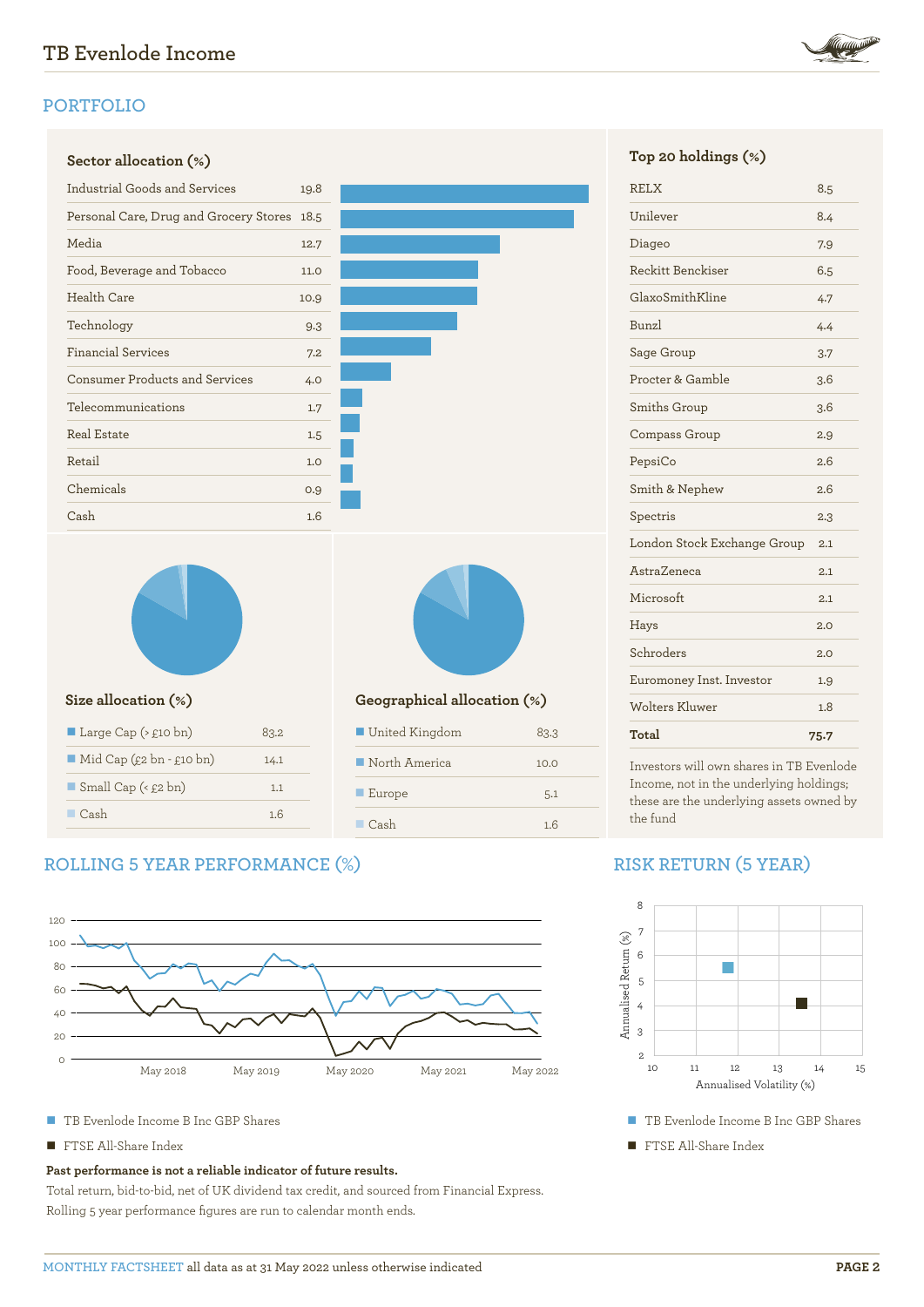## PORTFOLIO

### Sector allocation (%)

| Sector | % |
|---|---|
| Industrial Goods and Services | 19.8 |
| Personal Care, Drug and Grocery Stores | 18.5 |
| Media | 12.7 |
| Food, Beverage and Tobacco | 11.0 |
| Health Care | 10.9 |
| Technology | 9.3 |
| Financial Services | 7.2 |
| Consumer Products and Services | 4.0 |
| Telecommunications | 1.7 |
| Real Estate | 1.5 |
| Retail | 1.0 |
| Chemicals | 0.9 |
| Cash | 1.6 |

### Top 20 holdings (%)

| Holding | % |
|---|---|
| RELX | 8.5 |
| Unilever | 8.4 |
| Diageo | 7.9 |
| Reckitt Benckiser | 6.5 |
| GlaxoSmithKline | 4.7 |
| Bunzl | 4.4 |
| Sage Group | 3.7 |
| Procter & Gamble | 3.6 |
| Smiths Group | 3.6 |
| Compass Group | 2.9 |
| PepsiCo | 2.6 |
| Smith & Nephew | 2.6 |
| Spectris | 2.3 |
| London Stock Exchange Group | 2.1 |
| AstraZeneca | 2.1 |
| Microsoft | 2.1 |
| Hays | 2.0 |
| Schroders | 2.0 |
| Euromoney Inst. Investor | 1.9 |
| Wolters Kluwer | 1.8 |
| **Total** | **75.7** |

Investors will own shares in TB Evenlode Income, not in the underlying holdings; these are the underlying assets owned by the fund

### Size allocation (%)

| Size | % |
|---|---|
| Large Cap (> £10 bn) | 83.2 |
| Mid Cap (£2 bn - £10 bn) | 14.1 |
| Small Cap (< £2 bn) | 1.1 |
| Cash | 1.6 |

### Geographical allocation (%)

| Region | % |
|---|---|
| United Kingdom | 83.3 |
| North America | 10.0 |
| Europe | 5.1 |
| Cash | 1.6 |

## ROLLING 5 YEAR PERFORMANCE (%)

- TB Evenlode Income B Inc GBP Shares
- FTSE All-Share Index

**Past performance is not a reliable indicator of future results.**

Total return, bid-to-bid, net of UK dividend tax credit, and sourced from Financial Express. Rolling 5 year performance figures are run to calendar month ends.

## RISK RETURN (5 YEAR)

- TB Evenlode Income B Inc GBP Shares
- FTSE All-Share Index

MONTHLY FACTSHEET all data as at 31 May 2022 unless otherwise indicated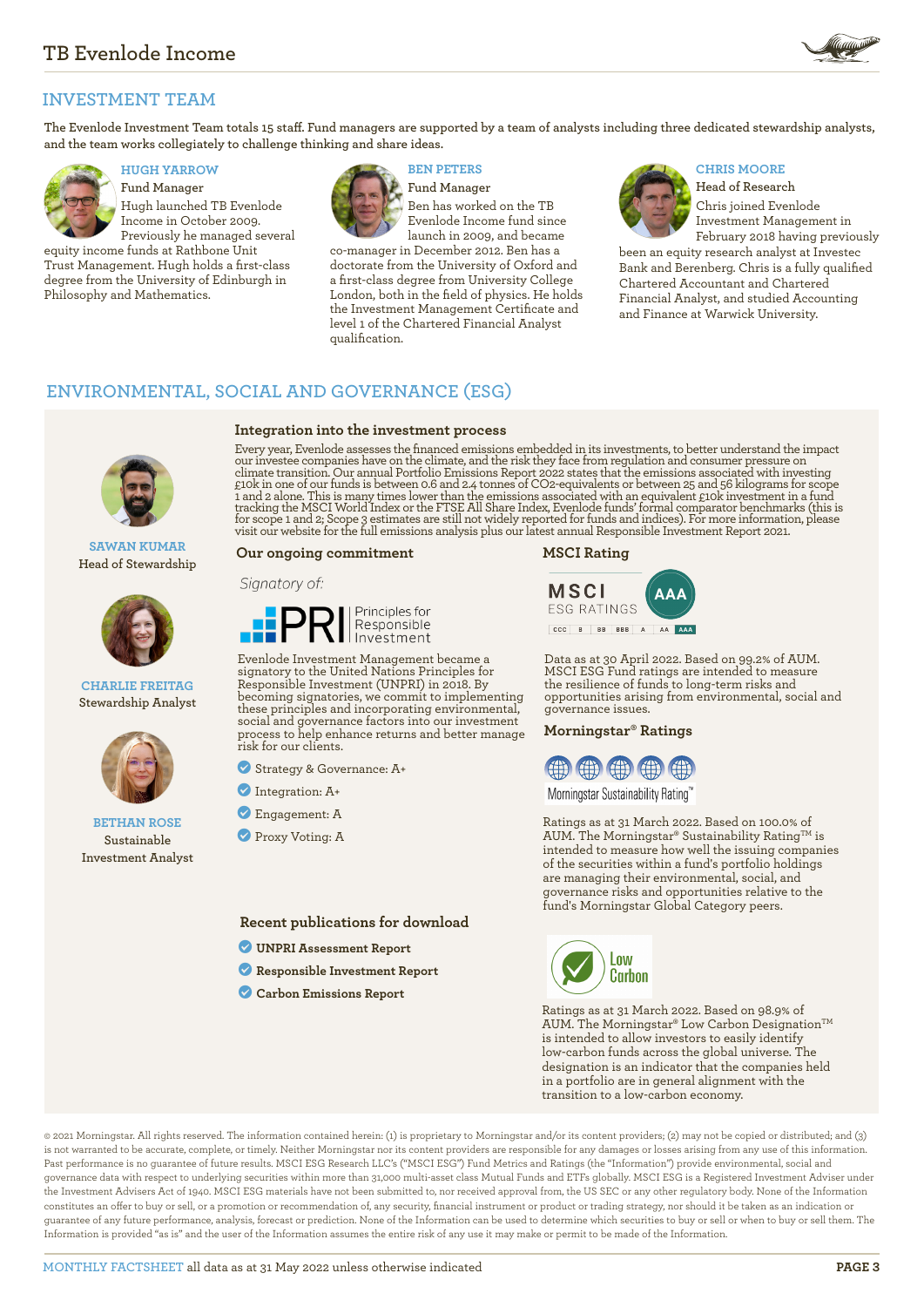## INVESTMENT TEAM

The Evenlode Investment Team totals 15 staff. Fund managers are supported by a team of analysts including three dedicated stewardship analysts, and the team works collegiately to challenge thinking and share ideas.

### HUGH YARROW

Fund Manager

Hugh launched TB Evenlode Income in October 2009. Previously he managed several equity income funds at Rathbone Unit Trust Management. Hugh holds a first-class degree from the University of Edinburgh in Philosophy and Mathematics.

### BEN PETERS

Fund Manager

Ben has worked on the TB Evenlode Income fund since launch in 2009, and became co-manager in December 2012. Ben has a doctorate from the University of Oxford and a first-class degree from University College London, both in the field of physics. He holds the Investment Management Certificate and level 1 of the Chartered Financial Analyst qualification.

### CHRIS MOORE

Head of Research

Chris joined Evenlode Investment Management in February 2018 having previously been an equity research analyst at Investec Bank and Berenberg. Chris is a fully qualified Chartered Accountant and Chartered Financial Analyst, and studied Accounting and Finance at Warwick University.

## ENVIRONMENTAL, SOCIAL AND GOVERNANCE (ESG)

**SAWAN KUMAR**
Head of Stewardship

**CHARLIE FREITAG**
Stewardship Analyst

**BETHAN ROSE**
Sustainable Investment Analyst

### Integration into the investment process

Every year, Evenlode assesses the financed emissions embedded in its investments, to better understand the impact our investee companies have on the climate, and the risk they face from regulation and consumer pressure on climate transition. Our annual Portfolio Emissions Report 2022 states that the emissions associated with investing £10k in one of our funds is between 0.6 and 2.4 tonnes of CO2-equivalents or between 25 and 56 kilograms for scope 1 and 2 alone. This is many times lower than the emissions associated with an equivalent £10k investment in a fund tracking the MSCI World Index or the FTSE All Share Index, Evenlode funds' formal comparator benchmarks (this is for scope 1 and 2; Scope 3 estimates are still not widely reported for funds and indices). For more information, please visit our website for the full emissions analysis plus our latest annual Responsible Investment Report 2021.

### Our ongoing commitment

*Signatory of:*

PRI – Principles for Responsible Investment

Evenlode Investment Management became a signatory to the United Nations Principles for Responsible Investment (UNPRI) in 2018. By becoming signatories, we commit to implementing these principles and incorporating environmental, social and governance factors into our investment process to help enhance returns and better manage risk for our clients.

- Strategy & Governance: A+
- Integration: A+
- Engagement: A
- Proxy Voting: A

### Recent publications for download

- **UNPRI Assessment Report**
- **Responsible Investment Report**
- **Carbon Emissions Report**

### MSCI Rating

MSCI ESG RATINGS – AAA

CCC | B | BB | BBB | A | AA | AAA

Data as at 30 April 2022. Based on 99.2% of AUM. MSCI ESG Fund ratings are intended to measure the resilience of funds to long-term risks and opportunities arising from environmental, social and governance issues.

### Morningstar® Ratings

Morningstar Sustainability Rating™

Ratings as at 31 March 2022. Based on 100.0% of AUM. The Morningstar® Sustainability Rating™ is intended to measure how well the issuing companies of the securities within a fund's portfolio holdings are managing their environmental, social, and governance risks and opportunities relative to the fund's Morningstar Global Category peers.

Low Carbon

Ratings as at 31 March 2022. Based on 98.9% of AUM. The Morningstar® Low Carbon Designation™ is intended to allow investors to easily identify low-carbon funds across the global universe. The designation is an indicator that the companies held in a portfolio are in general alignment with the transition to a low-carbon economy.

© 2021 Morningstar. All rights reserved. The information contained herein: (1) is proprietary to Morningstar and/or its content providers; (2) may not be copied or distributed; and (3) is not warranted to be accurate, complete, or timely. Neither Morningstar nor its content providers are responsible for any damages or losses arising from any use of this information. Past performance is no guarantee of future results. MSCI ESG Research LLC's ("MSCI ESG") Fund Metrics and Ratings (the "Information") provide environmental, social and governance data with respect to underlying securities within more than 31,000 multi-asset class Mutual Funds and ETFs globally. MSCI ESG is a Registered Investment Adviser under the Investment Advisers Act of 1940. MSCI ESG materials have not been submitted to, nor received approval from, the US SEC or any other regulatory body. None of the Information constitutes an offer to buy or sell, or a promotion or recommendation of, any security, financial instrument or product or trading strategy, nor should it be taken as an indication or guarantee of any future performance, analysis, forecast or prediction. None of the Information can be used to determine which securities to buy or sell or when to buy or sell them. The Information is provided "as is" and the user of the Information assumes the entire risk of any use it may make or permit to be made of the Information.

MONTHLY FACTSHEET all data as at 31 May 2022 unless otherwise indicated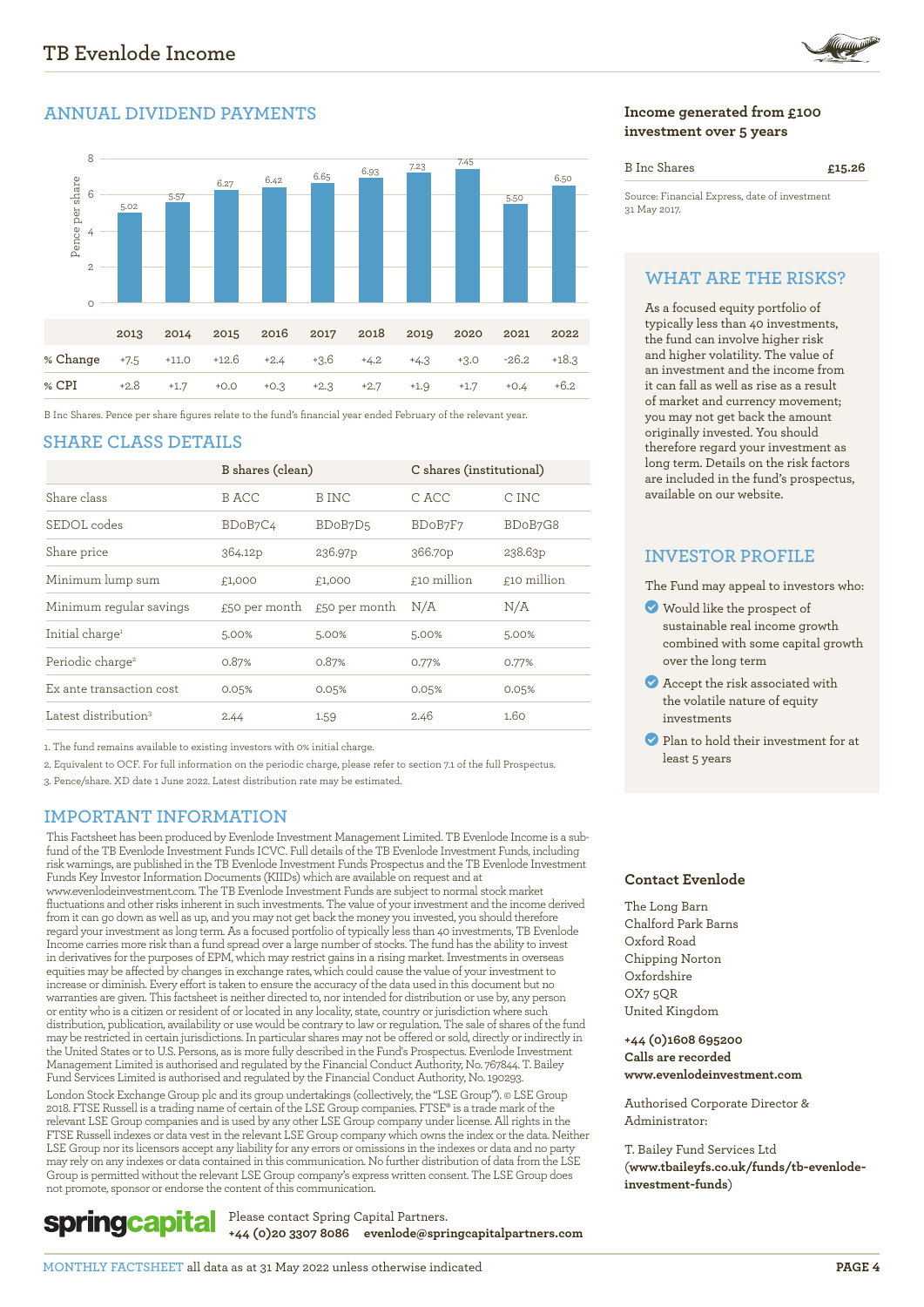## ANNUAL DIVIDEND PAYMENTS

Pence per share

8
6
4
2
0

5.02 5.57 6.27 6.42 6.65 6.93 7.23 7.45 5.50 6.50

| | 2013 | 2014 | 2015 | 2016 | 2017 | 2018 | 2019 | 2020 | 2021 | 2022 |
|---|---|---|---|---|---|---|---|---|---|---|
| % Change | +7.5 | +11.0 | +12.6 | +2.4 | +3.6 | +4.2 | +4.3 | +3.0 | -26.2 | +18.3 |
| % CPI | +2.8 | +1.7 | +0.0 | +0.3 | +2.3 | +2.7 | +1.9 | +1.7 | +0.4 | +6.2 |

B Inc Shares. Pence per share figures relate to the fund's financial year ended February of the relevant year.

## SHARE CLASS DETAILS

| | B shares (clean) | | C shares (institutional) | |
|---|---|---|---|---|
| Share class | B ACC | B INC | C ACC | C INC |
| SEDOL codes | BD0B7C4 | BD0B7D5 | BD0B7F7 | BD0B7G8 |
| Share price | 364.12p | 236.97p | 366.70p | 238.63p |
| Minimum lump sum | £1,000 | £1,000 | £10 million | £10 million |
| Minimum regular savings | £50 per month | £50 per month | N/A | N/A |
| Initial charge[1] | 5.00% | 5.00% | 5.00% | 5.00% |
| Periodic charge[2] | 0.87% | 0.87% | 0.77% | 0.77% |
| Ex ante transaction cost | 0.05% | 0.05% | 0.05% | 0.05% |
| Latest distribution[3] | 2.44 | 1.59 | 2.46 | 1.60 |

1. The fund remains available to existing investors with 0% initial charge.

2. Equivalent to OCF. For full information on the periodic charge, please refer to section 7.1 of the full Prospectus.

3. Pence/share. XD date 1 June 2022. Latest distribution rate may be estimated.

## IMPORTANT INFORMATION

This Factsheet has been produced by Evenlode Investment Management Limited. TB Evenlode Income is a sub-fund of the TB Evenlode Investment Funds ICVC. Full details of the TB Evenlode Investment Funds, including risk warnings, are published in the TB Evenlode Investment Funds Prospectus and the TB Evenlode Investment Funds Key Investor Information Documents (KIIDs) which are available on request and at www.evenlodeinvestment.com. The TB Evenlode Investment Funds are subject to normal stock market fluctuations and other risks inherent in such investments. The value of your investment and the income derived from it can go down as well as up, and you may not get back the money you invested, you should therefore regard your investment as long term. As a focused portfolio of typically less than 40 investments, TB Evenlode Income carries more risk than a fund spread over a large number of stocks. The fund has the ability to invest in derivatives for the purposes of EPM, which may restrict gains in a rising market. Investments in overseas equities may be affected by changes in exchange rates, which could cause the value of your investment to increase or diminish. Every effort is taken to ensure the accuracy of the data used in this document but no warranties are given. This factsheet is neither directed to, nor intended for distribution or use by, any person or entity who is a citizen or resident of or located in any locality, state, country or jurisdiction where such distribution, publication, availability or use would be contrary to law or regulation. The sale of shares of the fund may be restricted in certain jurisdictions. In particular shares may not be offered or sold, directly or indirectly in the United States or to U.S. Persons, as is more fully described in the Fund's Prospectus. Evenlode Investment Management Limited is authorised and regulated by the Financial Conduct Authority, No. 767844. T. Bailey Fund Services Limited is authorised and regulated by the Financial Conduct Authority, No. 190293.

London Stock Exchange Group plc and its group undertakings (collectively, the "LSE Group"). © LSE Group 2018. FTSE Russell is a trading name of certain of the LSE Group companies. FTSE® is a trade mark of the relevant LSE Group companies and is used by any other LSE Group company under license. All rights in the FTSE Russell indexes or data vest in the relevant LSE Group company which owns the index or the data. Neither LSE Group nor its licensors accept any liability for any errors or omissions in the indexes or data and no party may rely on any indexes or data contained in this communication. No further distribution of data from the LSE Group is permitted without the relevant LSE Group company's express written consent. The LSE Group does not promote, sponsor or endorse the content of this communication.

springcapital Please contact Spring Capital Partners.
**+44 (0)20 3307 8086 evenlode@springcapitalpartners.com**

### Income generated from £100 investment over 5 years

| B Inc Shares | £15.26 |
|---|---|

Source: Financial Express, date of investment 31 May 2017.

## WHAT ARE THE RISKS?

As a focused equity portfolio of typically less than 40 investments, the fund can involve higher risk and higher volatility. The value of an investment and the income from it can fall as well as rise as a result of market and currency movement; you may not get back the amount originally invested. You should therefore regard your investment as long term. Details on the risk factors are included in the fund's prospectus, available on our website.

## INVESTOR PROFILE

The Fund may appeal to investors who:

- Would like the prospect of sustainable real income growth combined with some capital growth over the long term
- Accept the risk associated with the volatile nature of equity investments
- Plan to hold their investment for at least 5 years

### Contact Evenlode

The Long Barn
Chalford Park Barns
Oxford Road
Chipping Norton
Oxfordshire
OX7 5QR
United Kingdom

**+44 (0)1608 695200**
**Calls are recorded**
**www.evenlodeinvestment.com**

Authorised Corporate Director & Administrator:

T. Bailey Fund Services Ltd (**www.tbaileyfs.co.uk/funds/tb-evenlode-investment-funds**)

MONTHLY FACTSHEET all data as at 31 May 2022 unless otherwise indicated